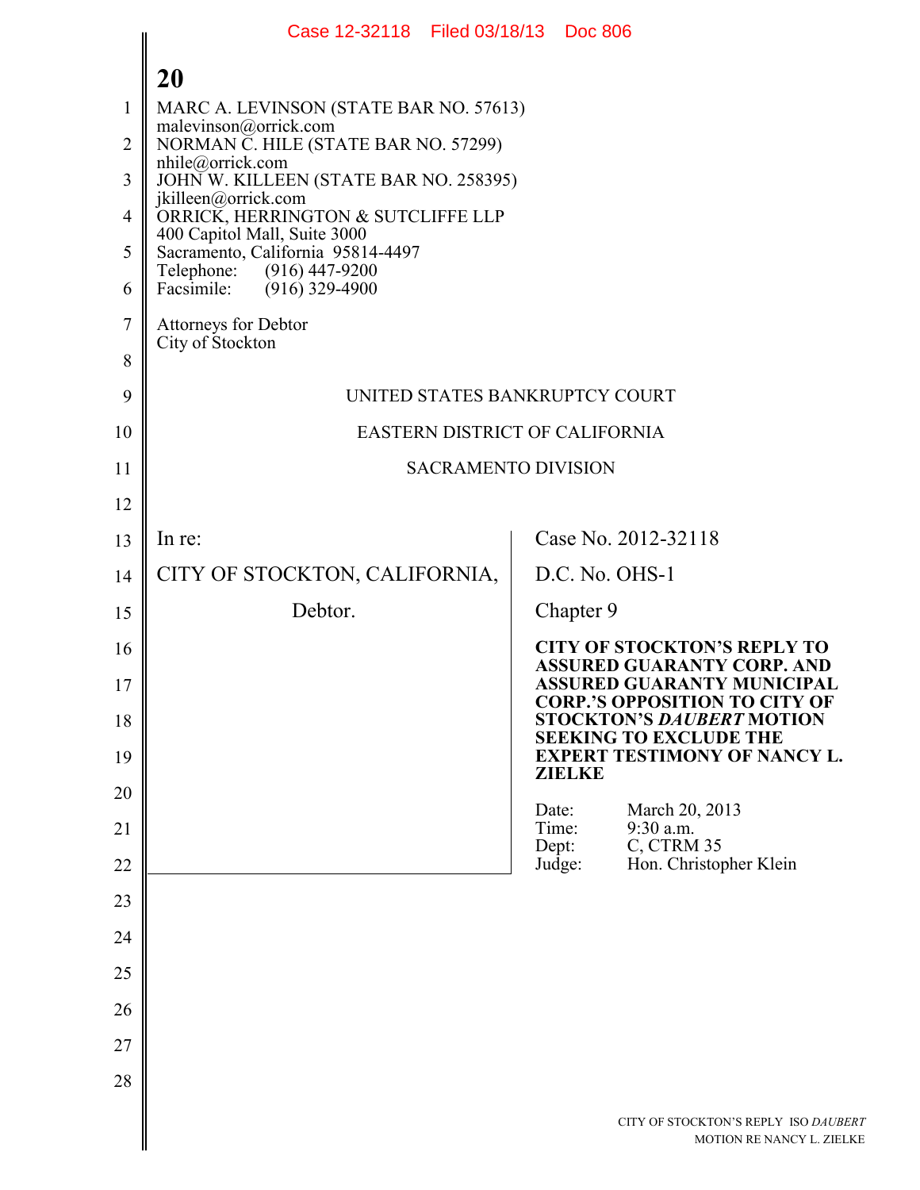MARC A. LEVINSON (STATE BAR NO. 57613)
malevinson@orrick.com
NORMAN C. HILE (STATE BAR NO. 57299)
nhile@orrick.com
JOHN W. KILLEEN (STATE BAR NO. 258395)
jkilleen@orrick.com
ORRICK, HERRINGTON & SUTCLIFFE LLP
400 Capitol Mall, Suite 3000
Sacramento, California 95814-4497
Telephone: (916) 447-9200
Facsimile: (916) 329-4900

Attorneys for Debtor
City of Stockton

UNITED STATES BANKRUPTCY COURT

EASTERN DISTRICT OF CALIFORNIA

SACRAMENTO DIVISION

| | |
|---|---|
| In re:<br><br>CITY OF STOCKTON, CALIFORNIA,<br><br>Debtor. | Case No. 2012-32118<br><br>D.C. No. OHS-1<br><br>Chapter 9<br><br>**CITY OF STOCKTON'S REPLY TO ASSURED GUARANTY CORP. AND ASSURED GUARANTY MUNICIPAL CORP.'S OPPOSITION TO CITY OF STOCKTON'S *DAUBERT* MOTION SEEKING TO EXCLUDE THE EXPERT TESTIMONY OF NANCY L. ZIELKE**<br><br>Date: March 20, 2013<br>Time: 9:30 a.m.<br>Dept: C, CTRM 35<br>Judge: Hon. Christopher Klein |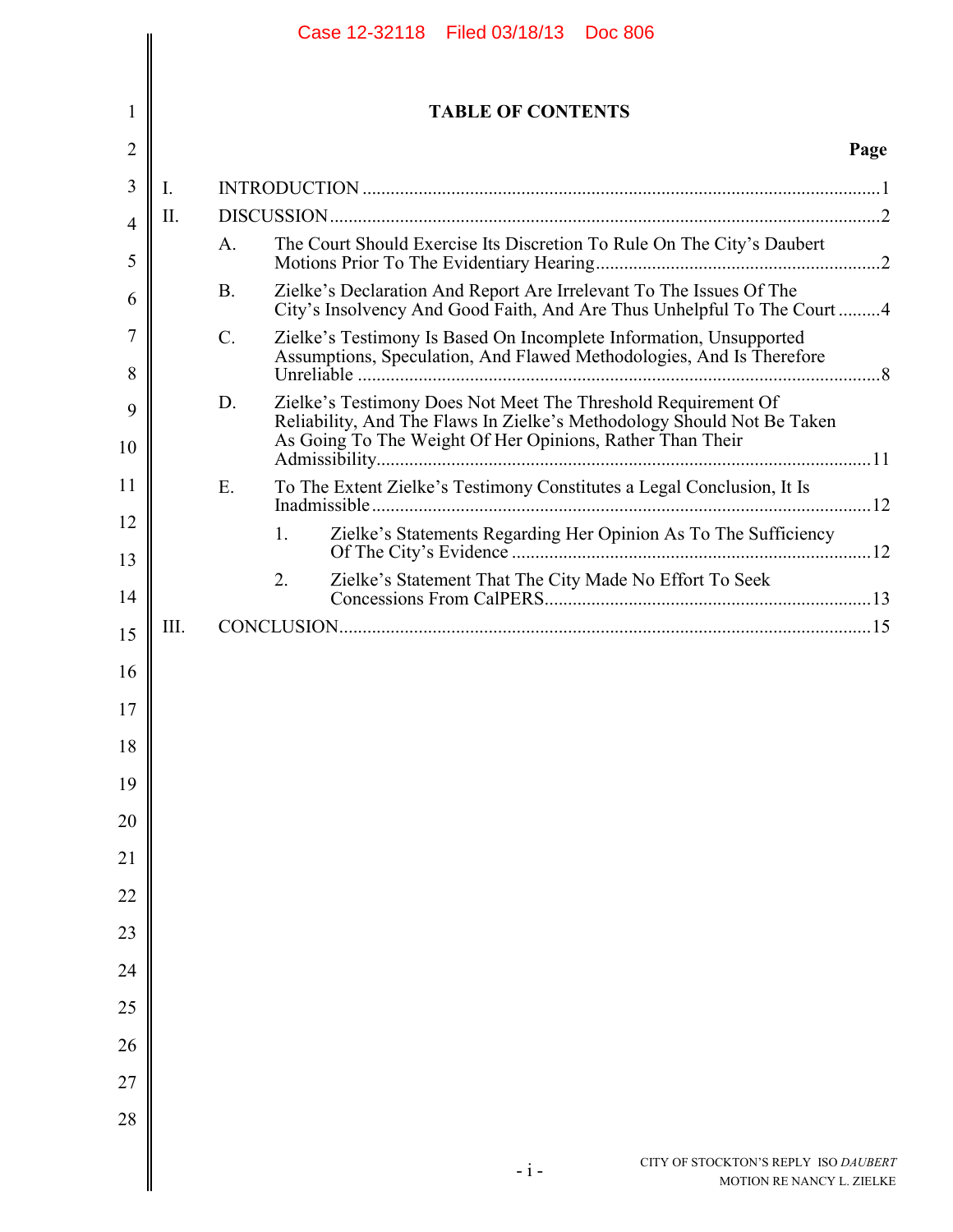# TABLE OF CONTENTS

**Page**

I. INTRODUCTION ............................................................ 1

II. DISCUSSION ............................................................ 2

- A. The Court Should Exercise Its Discretion To Rule On The City's Daubert Motions Prior To The Evidentiary Hearing ............................................................ 2
- B. Zielke's Declaration And Report Are Irrelevant To The Issues Of The City's Insolvency And Good Faith, And Are Thus Unhelpful To The Court ......... 4
- C. Zielke's Testimony Is Based On Incomplete Information, Unsupported Assumptions, Speculation, And Flawed Methodologies, And Is Therefore Unreliable ............................................................ 8
- D. Zielke's Testimony Does Not Meet The Threshold Requirement Of Reliability, And The Flaws In Zielke's Methodology Should Not Be Taken As Going To The Weight Of Her Opinions, Rather Than Their Admissibility ............................................................ 11
- E. To The Extent Zielke's Testimony Constitutes a Legal Conclusion, It Is Inadmissible ............................................................ 12
  - 1. Zielke's Statements Regarding Her Opinion As To The Sufficiency Of The City's Evidence ............................................................ 12
  - 2. Zielke's Statement That The City Made No Effort To Seek Concessions From CalPERS ............................................................ 13

III. CONCLUSION ............................................................ 15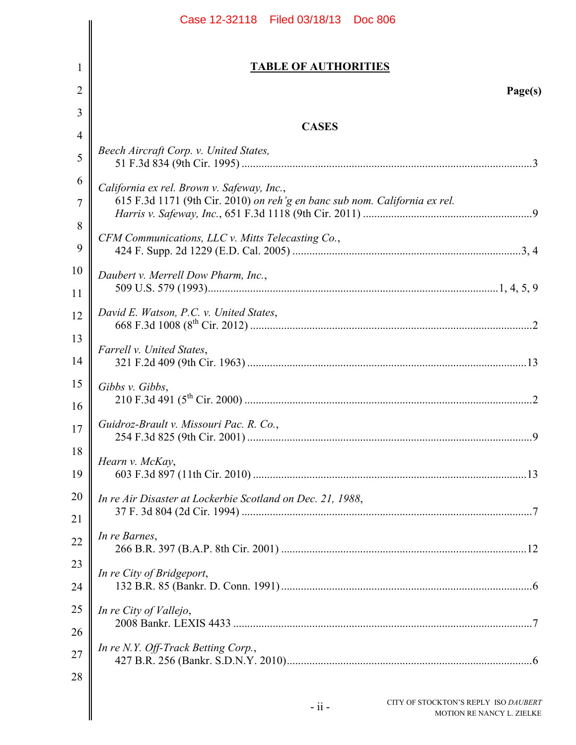## TABLE OF AUTHORITIES

**Page(s)**

### CASES

*Beech Aircraft Corp. v. United States*,
51 F.3d 834 (9th Cir. 1995) ....................................................................................................3

*California ex rel. Brown v. Safeway, Inc.*,
615 F.3d 1171 (9th Cir. 2010) *on reh'g en banc sub nom. California ex rel. Harris v. Safeway, Inc.*, 651 F.3d 1118 (9th Cir. 2011) ...........................................................9

*CFM Communications, LLC v. Mitts Telecasting Co.*,
424 F. Supp. 2d 1229 (E.D. Cal. 2005) ...............................................................................3, 4

*Daubert v. Merrell Dow Pharm, Inc.*,
509 U.S. 579 (1993)...................................................................................................1, 4, 5, 9

*David E. Watson, P.C. v. United States*,
668 F.3d 1008 (8th Cir. 2012) ..................................................................................................2

*Farrell v. United States*,
321 F.2d 409 (9th Cir. 1963) ..................................................................................................13

*Gibbs v. Gibbs*,
210 F.3d 491 (5th Cir. 2000) .....................................................................................................2

*Guidroz-Brault v. Missouri Pac. R. Co.*,
254 F.3d 825 (9th Cir. 2001) ....................................................................................................9

*Hearn v. McKay*,
603 F.3d 897 (11th Cir. 2010) ................................................................................................13

*In re Air Disaster at Lockerbie Scotland on Dec. 21, 1988*,
37 F. 3d 804 (2d Cir. 1994) ......................................................................................................7

*In re Barnes*,
266 B.R. 397 (B.A.P. 8th Cir. 2001) .....................................................................................12

*In re City of Bridgeport*,
132 B.R. 85 (Bankr. D. Conn. 1991).......................................................................................6

*In re City of Vallejo*,
2008 Bankr. LEXIS 4433 ..........................................................................................................7

*In re N.Y. Off-Track Betting Corp.*,
427 B.R. 256 (Bankr. S.D.N.Y. 2010).....................................................................................6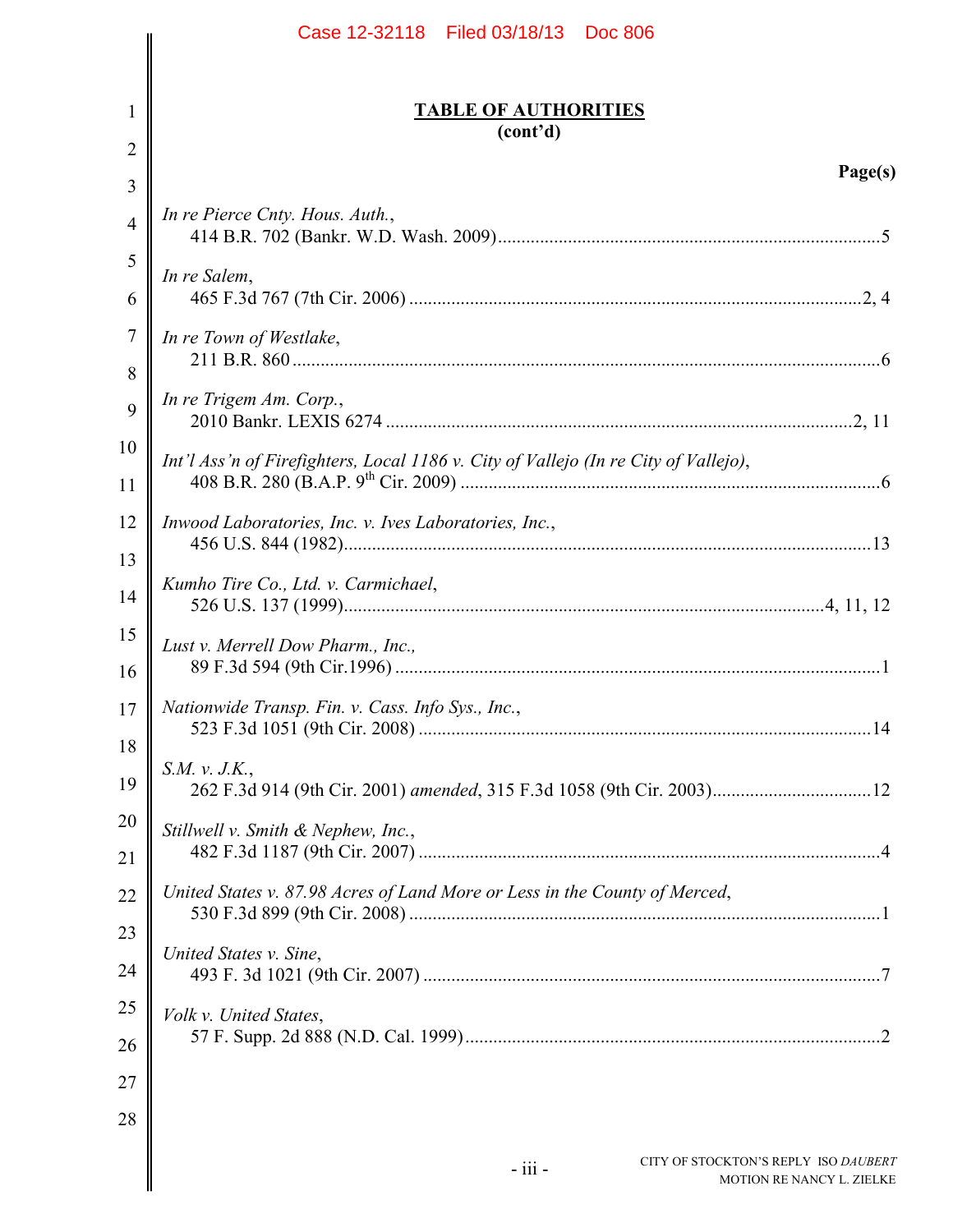## TABLE OF AUTHORITIES
**(cont'd)**

**Page(s)**

*In re Pierce Cnty. Hous. Auth.*,
414 B.R. 702 (Bankr. W.D. Wash. 2009) ..... 5

*In re Salem*,
465 F.3d 767 (7th Cir. 2006) ..... 2, 4

*In re Town of Westlake*,
211 B.R. 860 ..... 6

*In re Trigem Am. Corp.*,
2010 Bankr. LEXIS 6274 ..... 2, 11

*Int'l Ass'n of Firefighters, Local 1186 v. City of Vallejo (In re City of Vallejo)*,
408 B.R. 280 (B.A.P. 9th Cir. 2009) ..... 6

*Inwood Laboratories, Inc. v. Ives Laboratories, Inc.*,
456 U.S. 844 (1982) ..... 13

*Kumho Tire Co., Ltd. v. Carmichael*,
526 U.S. 137 (1999) ..... 4, 11, 12

*Lust v. Merrell Dow Pharm., Inc.*,
89 F.3d 594 (9th Cir.1996) ..... 1

*Nationwide Transp. Fin. v. Cass. Info Sys., Inc.*,
523 F.3d 1051 (9th Cir. 2008) ..... 14

*S.M. v. J.K.*,
262 F.3d 914 (9th Cir. 2001) *amended*, 315 F.3d 1058 (9th Cir. 2003) ..... 12

*Stillwell v. Smith & Nephew, Inc.*,
482 F.3d 1187 (9th Cir. 2007) ..... 4

*United States v. 87.98 Acres of Land More or Less in the County of Merced*,
530 F.3d 899 (9th Cir. 2008) ..... 1

*United States v. Sine*,
493 F. 3d 1021 (9th Cir. 2007) ..... 7

*Volk v. United States*,
57 F. Supp. 2d 888 (N.D. Cal. 1999) ..... 2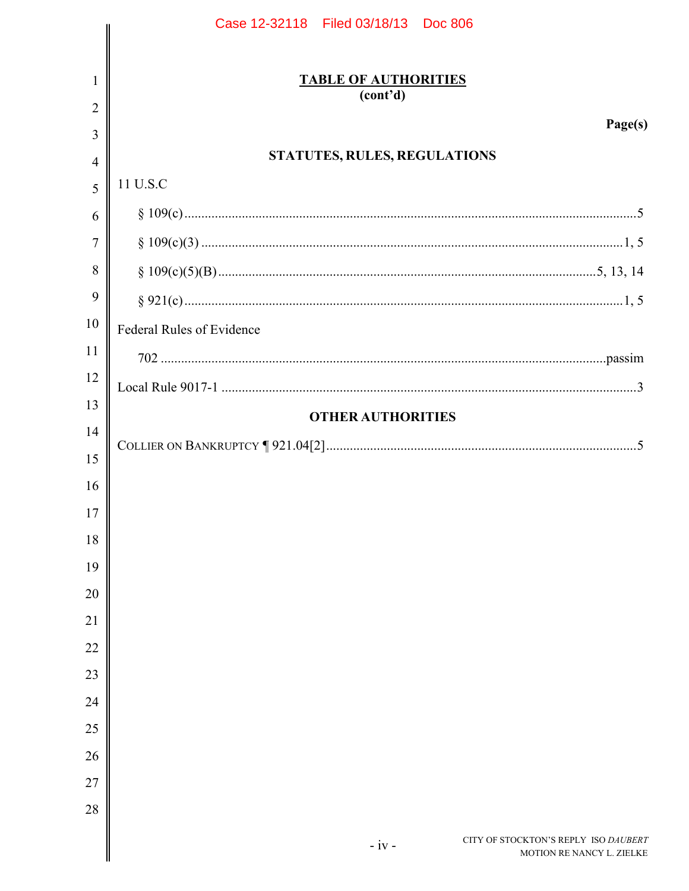## TABLE OF AUTHORITIES
**(cont'd)**

**Page(s)**

### STATUTES, RULES, REGULATIONS

11 U.S.C

- § 109(c) ........................................................................ 5
- § 109(c)(3) ........................................................................ 1, 5
- § 109(c)(5)(B) ........................................................................ 5, 13, 14
- § 921(c) ........................................................................ 1, 5

Federal Rules of Evidence

- 702 ........................................................................ passim

Local Rule 9017-1 ........................................................................ 3

### OTHER AUTHORITIES

COLLIER ON BANKRUPTCY ¶ 921.04[2] ........................................................................ 5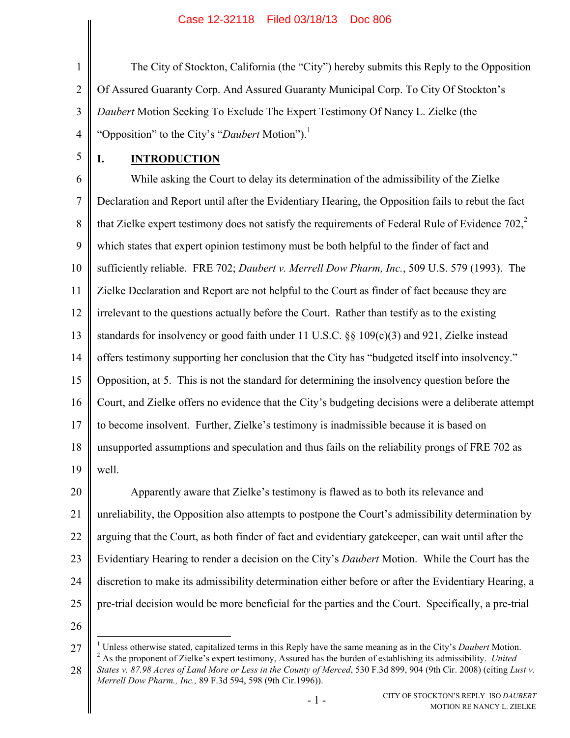The City of Stockton, California (the "City") hereby submits this Reply to the Opposition Of Assured Guaranty Corp. And Assured Guaranty Municipal Corp. To City Of Stockton's *Daubert* Motion Seeking To Exclude The Expert Testimony Of Nancy L. Zielke (the "Opposition" to the City's "*Daubert* Motion").[1]

## I. INTRODUCTION

While asking the Court to delay its determination of the admissibility of the Zielke Declaration and Report until after the Evidentiary Hearing, the Opposition fails to rebut the fact that Zielke expert testimony does not satisfy the requirements of Federal Rule of Evidence 702,[2] which states that expert opinion testimony must be both helpful to the finder of fact and sufficiently reliable. FRE 702; *Daubert v. Merrell Dow Pharm, Inc.*, 509 U.S. 579 (1993). The Zielke Declaration and Report are not helpful to the Court as finder of fact because they are irrelevant to the questions actually before the Court. Rather than testify as to the existing standards for insolvency or good faith under 11 U.S.C. §§ 109(c)(3) and 921, Zielke instead offers testimony supporting her conclusion that the City has "budgeted itself into insolvency." Opposition, at 5. This is not the standard for determining the insolvency question before the Court, and Zielke offers no evidence that the City's budgeting decisions were a deliberate attempt to become insolvent. Further, Zielke's testimony is inadmissible because it is based on unsupported assumptions and speculation and thus fails on the reliability prongs of FRE 702 as well.

Apparently aware that Zielke's testimony is flawed as to both its relevance and unreliability, the Opposition also attempts to postpone the Court's admissibility determination by arguing that the Court, as both finder of fact and evidentiary gatekeeper, can wait until after the Evidentiary Hearing to render a decision on the City's *Daubert* Motion. While the Court has the discretion to make its admissibility determination either before or after the Evidentiary Hearing, a pre-trial decision would be more beneficial for the parties and the Court. Specifically, a pre-trial

---

[1] Unless otherwise stated, capitalized terms in this Reply have the same meaning as in the City's *Daubert* Motion.

[2] As the proponent of Zielke's expert testimony, Assured has the burden of establishing its admissibility. *United States v. 87.98 Acres of Land More or Less in the County of Merced*, 530 F.3d 899, 904 (9th Cir. 2008) (citing *Lust v. Merrell Dow Pharm., Inc.,* 89 F.3d 594, 598 (9th Cir.1996)).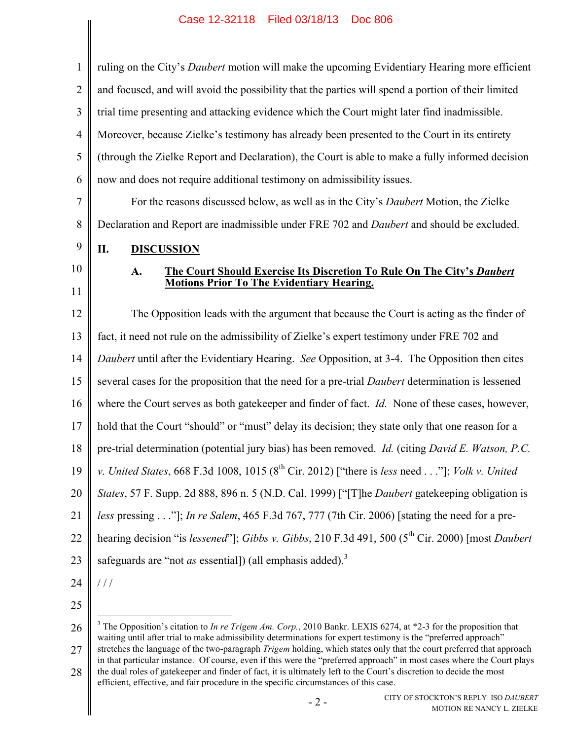ruling on the City's *Daubert* motion will make the upcoming Evidentiary Hearing more efficient and focused, and will avoid the possibility that the parties will spend a portion of their limited trial time presenting and attacking evidence which the Court might later find inadmissible. Moreover, because Zielke's testimony has already been presented to the Court in its entirety (through the Zielke Report and Declaration), the Court is able to make a fully informed decision now and does not require additional testimony on admissibility issues.

For the reasons discussed below, as well as in the City's *Daubert* Motion, the Zielke Declaration and Report are inadmissible under FRE 702 and *Daubert* and should be excluded.

## II. DISCUSSION

### A. The Court Should Exercise Its Discretion To Rule On The City's *Daubert* Motions Prior To The Evidentiary Hearing.

The Opposition leads with the argument that because the Court is acting as the finder of fact, it need not rule on the admissibility of Zielke's expert testimony under FRE 702 and *Daubert* until after the Evidentiary Hearing. *See* Opposition, at 3-4. The Opposition then cites several cases for the proposition that the need for a pre-trial *Daubert* determination is lessened where the Court serves as both gatekeeper and finder of fact. *Id.* None of these cases, however, hold that the Court "should" or "must" delay its decision; they state only that one reason for a pre-trial determination (potential jury bias) has been removed. *Id.* (citing *David E. Watson, P.C. v. United States*, 668 F.3d 1008, 1015 (8th Cir. 2012) ["there is *less* need . . ."]; *Volk v. United States*, 57 F. Supp. 2d 888, 896 n. 5 (N.D. Cal. 1999) ["[T]he *Daubert* gatekeeping obligation is *less* pressing . . ."]; *In re Salem*, 465 F.3d 767, 777 (7th Cir. 2006) [stating the need for a pre-hearing decision "is *lessened*"]; *Gibbs v. Gibbs*, 210 F.3d 491, 500 (5th Cir. 2000) [most *Daubert* safeguards are "not *as* essential]) (all emphasis added).[3]

/ / /

[3] The Opposition's citation to *In re Trigem Am. Corp.*, 2010 Bankr. LEXIS 6274, at *2-3 for the proposition that waiting until after trial to make admissibility determinations for expert testimony is the "preferred approach" stretches the language of the two-paragraph *Trigem* holding, which states only that the court preferred that approach in that particular instance. Of course, even if this were the "preferred approach" in most cases where the Court plays the dual roles of gatekeeper and finder of fact, it is ultimately left to the Court's discretion to decide the most efficient, effective, and fair procedure in the specific circumstances of this case.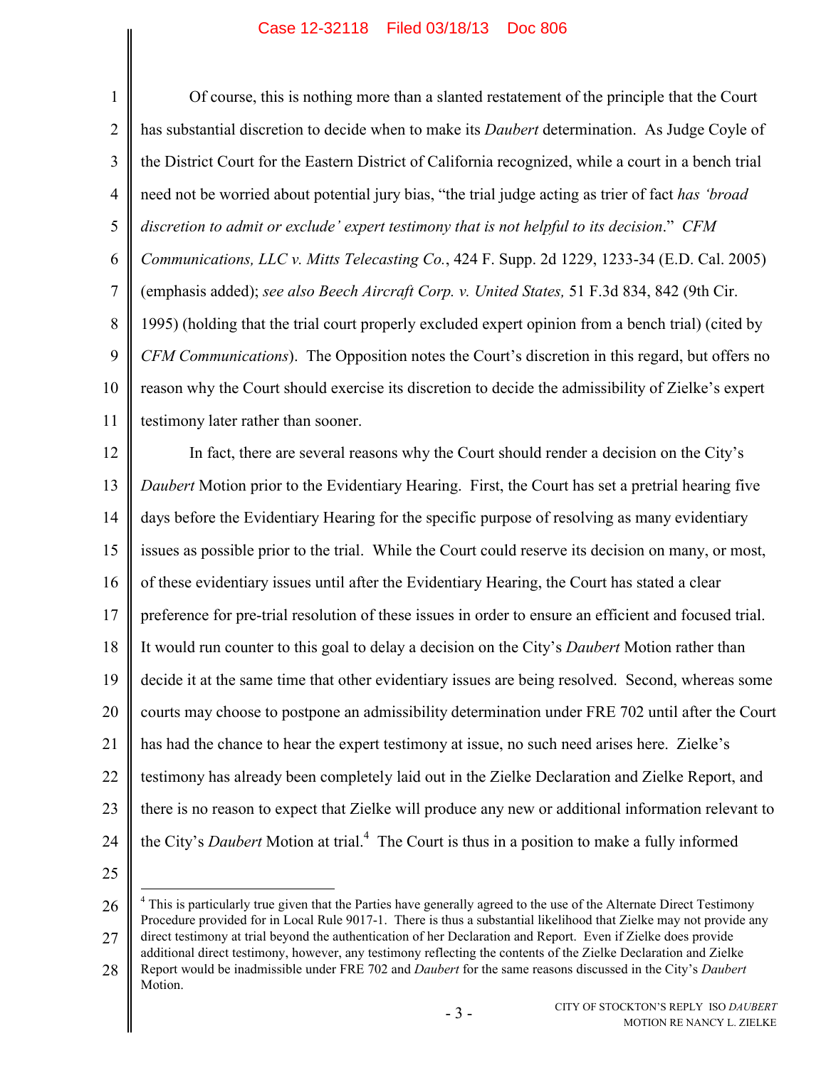Of course, this is nothing more than a slanted restatement of the principle that the Court has substantial discretion to decide when to make its *Daubert* determination. As Judge Coyle of the District Court for the Eastern District of California recognized, while a court in a bench trial need not be worried about potential jury bias, "the trial judge acting as trier of fact *has 'broad discretion to admit or exclude' expert testimony that is not helpful to its decision*." *CFM Communications, LLC v. Mitts Telecasting Co.*, 424 F. Supp. 2d 1229, 1233-34 (E.D. Cal. 2005) (emphasis added); *see also Beech Aircraft Corp. v. United States,* 51 F.3d 834, 842 (9th Cir. 1995) (holding that the trial court properly excluded expert opinion from a bench trial) (cited by *CFM Communications*). The Opposition notes the Court's discretion in this regard, but offers no reason why the Court should exercise its discretion to decide the admissibility of Zielke's expert testimony later rather than sooner.

In fact, there are several reasons why the Court should render a decision on the City's *Daubert* Motion prior to the Evidentiary Hearing. First, the Court has set a pretrial hearing five days before the Evidentiary Hearing for the specific purpose of resolving as many evidentiary issues as possible prior to the trial. While the Court could reserve its decision on many, or most, of these evidentiary issues until after the Evidentiary Hearing, the Court has stated a clear preference for pre-trial resolution of these issues in order to ensure an efficient and focused trial. It would run counter to this goal to delay a decision on the City's *Daubert* Motion rather than decide it at the same time that other evidentiary issues are being resolved. Second, whereas some courts may choose to postpone an admissibility determination under FRE 702 until after the Court has had the chance to hear the expert testimony at issue, no such need arises here. Zielke's testimony has already been completely laid out in the Zielke Declaration and Zielke Report, and there is no reason to expect that Zielke will produce any new or additional information relevant to the City's *Daubert* Motion at trial.[4] The Court is thus in a position to make a fully informed

---

[4] This is particularly true given that the Parties have generally agreed to the use of the Alternate Direct Testimony Procedure provided for in Local Rule 9017-1. There is thus a substantial likelihood that Zielke may not provide any direct testimony at trial beyond the authentication of her Declaration and Report. Even if Zielke does provide additional direct testimony, however, any testimony reflecting the contents of the Zielke Declaration and Zielke Report would be inadmissible under FRE 702 and *Daubert* for the same reasons discussed in the City's *Daubert* Motion.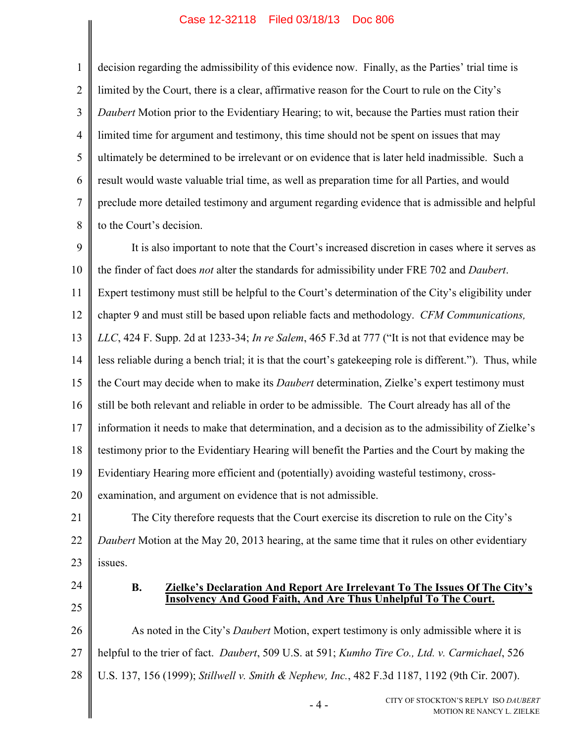decision regarding the admissibility of this evidence now. Finally, as the Parties' trial time is limited by the Court, there is a clear, affirmative reason for the Court to rule on the City's *Daubert* Motion prior to the Evidentiary Hearing; to wit, because the Parties must ration their limited time for argument and testimony, this time should not be spent on issues that may ultimately be determined to be irrelevant or on evidence that is later held inadmissible. Such a result would waste valuable trial time, as well as preparation time for all Parties, and would preclude more detailed testimony and argument regarding evidence that is admissible and helpful to the Court's decision.

It is also important to note that the Court's increased discretion in cases where it serves as the finder of fact does *not* alter the standards for admissibility under FRE 702 and *Daubert*. Expert testimony must still be helpful to the Court's determination of the City's eligibility under chapter 9 and must still be based upon reliable facts and methodology. *CFM Communications, LLC*, 424 F. Supp. 2d at 1233-34; *In re Salem*, 465 F.3d at 777 ("It is not that evidence may be less reliable during a bench trial; it is that the court's gatekeeping role is different."). Thus, while the Court may decide when to make its *Daubert* determination, Zielke's expert testimony must still be both relevant and reliable in order to be admissible. The Court already has all of the information it needs to make that determination, and a decision as to the admissibility of Zielke's testimony prior to the Evidentiary Hearing will benefit the Parties and the Court by making the Evidentiary Hearing more efficient and (potentially) avoiding wasteful testimony, cross-examination, and argument on evidence that is not admissible.

The City therefore requests that the Court exercise its discretion to rule on the City's *Daubert* Motion at the May 20, 2013 hearing, at the same time that it rules on other evidentiary issues.

### B. Zielke's Declaration And Report Are Irrelevant To The Issues Of The City's Insolvency And Good Faith, And Are Thus Unhelpful To The Court.

As noted in the City's *Daubert* Motion, expert testimony is only admissible where it is helpful to the trier of fact. *Daubert*, 509 U.S. at 591; *Kumho Tire Co., Ltd. v. Carmichael*, 526 U.S. 137, 156 (1999); *Stillwell v. Smith & Nephew, Inc.*, 482 F.3d 1187, 1192 (9th Cir. 2007).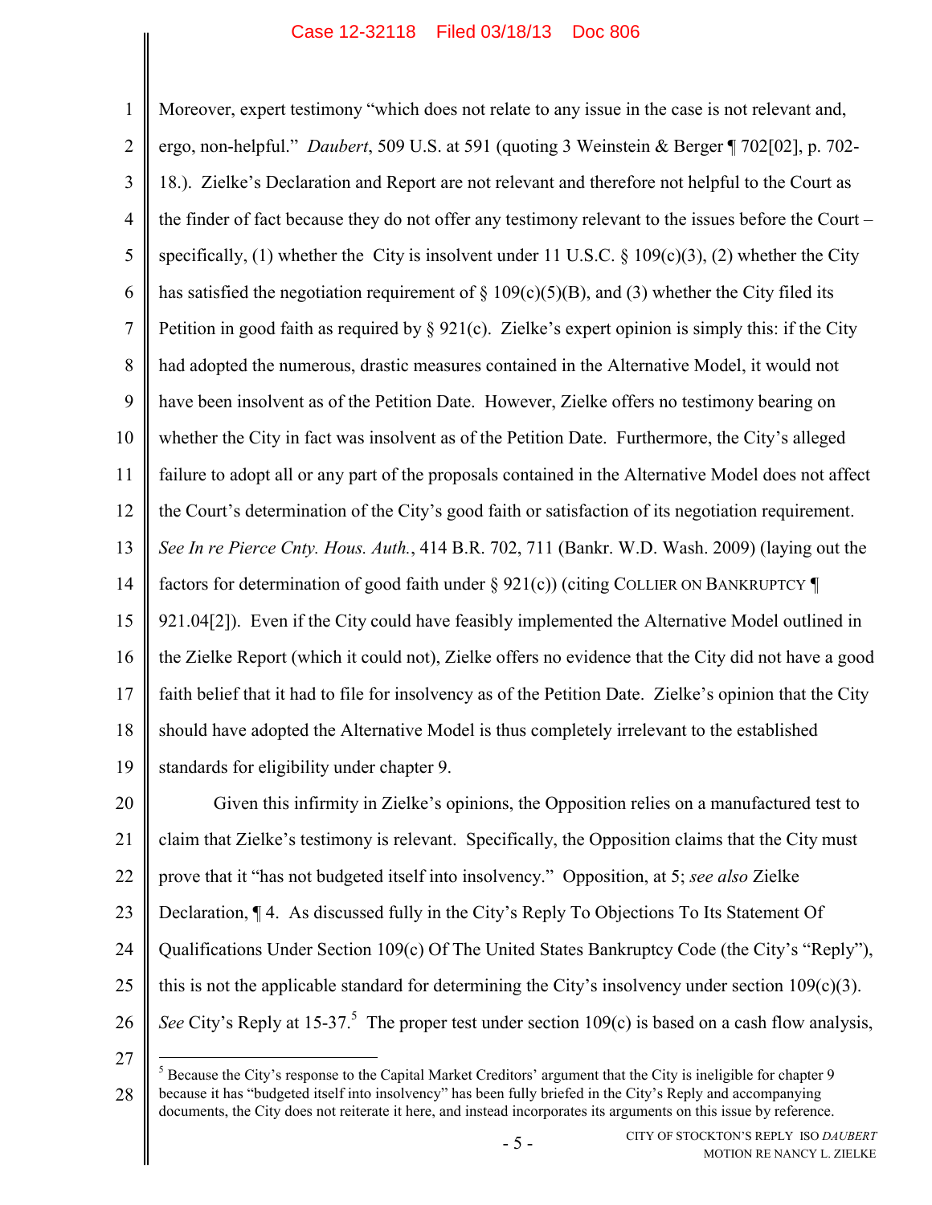Moreover, expert testimony "which does not relate to any issue in the case is not relevant and, ergo, non-helpful." *Daubert*, 509 U.S. at 591 (quoting 3 Weinstein & Berger ¶ 702[02], p. 702-18.). Zielke's Declaration and Report are not relevant and therefore not helpful to the Court as the finder of fact because they do not offer any testimony relevant to the issues before the Court – specifically, (1) whether the City is insolvent under 11 U.S.C. § 109(c)(3), (2) whether the City has satisfied the negotiation requirement of § 109(c)(5)(B), and (3) whether the City filed its Petition in good faith as required by § 921(c). Zielke's expert opinion is simply this: if the City had adopted the numerous, drastic measures contained in the Alternative Model, it would not have been insolvent as of the Petition Date. However, Zielke offers no testimony bearing on whether the City in fact was insolvent as of the Petition Date. Furthermore, the City's alleged failure to adopt all or any part of the proposals contained in the Alternative Model does not affect the Court's determination of the City's good faith or satisfaction of its negotiation requirement. *See In re Pierce Cnty. Hous. Auth.*, 414 B.R. 702, 711 (Bankr. W.D. Wash. 2009) (laying out the factors for determination of good faith under § 921(c)) (citing COLLIER ON BANKRUPTCY ¶ 921.04[2]). Even if the City could have feasibly implemented the Alternative Model outlined in the Zielke Report (which it could not), Zielke offers no evidence that the City did not have a good faith belief that it had to file for insolvency as of the Petition Date. Zielke's opinion that the City should have adopted the Alternative Model is thus completely irrelevant to the established standards for eligibility under chapter 9.

Given this infirmity in Zielke's opinions, the Opposition relies on a manufactured test to claim that Zielke's testimony is relevant. Specifically, the Opposition claims that the City must prove that it "has not budgeted itself into insolvency." Opposition, at 5; *see also* Zielke Declaration, ¶ 4. As discussed fully in the City's Reply To Objections To Its Statement Of Qualifications Under Section 109(c) Of The United States Bankruptcy Code (the City's "Reply"), this is not the applicable standard for determining the City's insolvency under section 109(c)(3). *See* City's Reply at 15-37.[5] The proper test under section 109(c) is based on a cash flow analysis,

[5] Because the City's response to the Capital Market Creditors' argument that the City is ineligible for chapter 9 because it has "budgeted itself into insolvency" has been fully briefed in the City's Reply and accompanying documents, the City does not reiterate it here, and instead incorporates its arguments on this issue by reference.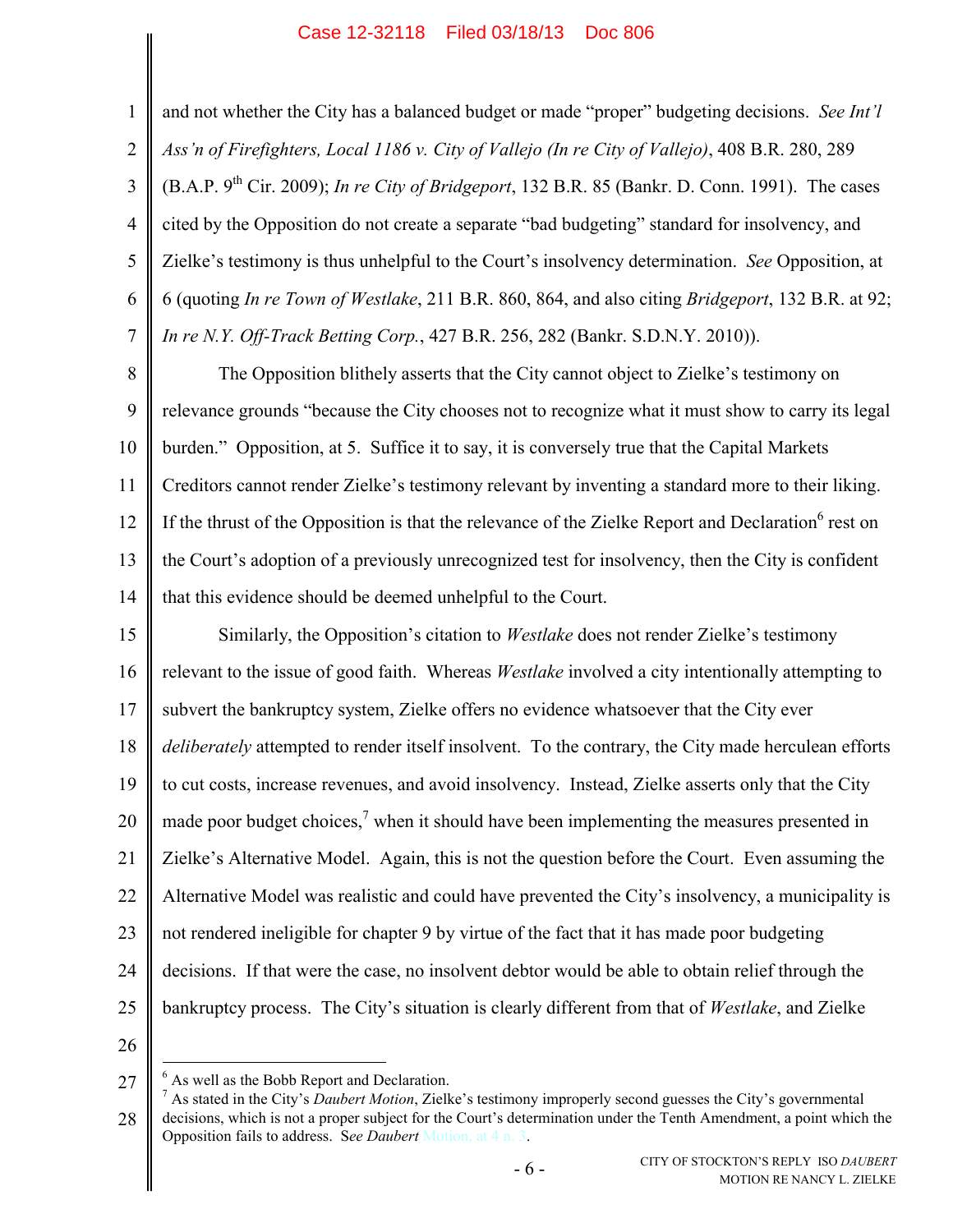and not whether the City has a balanced budget or made "proper" budgeting decisions. *See Int'l Ass'n of Firefighters, Local 1186 v. City of Vallejo (In re City of Vallejo)*, 408 B.R. 280, 289 (B.A.P. 9th Cir. 2009); *In re City of Bridgeport*, 132 B.R. 85 (Bankr. D. Conn. 1991). The cases cited by the Opposition do not create a separate "bad budgeting" standard for insolvency, and Zielke's testimony is thus unhelpful to the Court's insolvency determination. *See* Opposition, at 6 (quoting *In re Town of Westlake*, 211 B.R. 860, 864, and also citing *Bridgeport*, 132 B.R. at 92; *In re N.Y. Off-Track Betting Corp.*, 427 B.R. 256, 282 (Bankr. S.D.N.Y. 2010)).

The Opposition blithely asserts that the City cannot object to Zielke's testimony on relevance grounds "because the City chooses not to recognize what it must show to carry its legal burden." Opposition, at 5. Suffice it to say, it is conversely true that the Capital Markets Creditors cannot render Zielke's testimony relevant by inventing a standard more to their liking. If the thrust of the Opposition is that the relevance of the Zielke Report and Declaration[6] rest on the Court's adoption of a previously unrecognized test for insolvency, then the City is confident that this evidence should be deemed unhelpful to the Court.

Similarly, the Opposition's citation to *Westlake* does not render Zielke's testimony relevant to the issue of good faith. Whereas *Westlake* involved a city intentionally attempting to subvert the bankruptcy system, Zielke offers no evidence whatsoever that the City ever *deliberately* attempted to render itself insolvent. To the contrary, the City made herculean efforts to cut costs, increase revenues, and avoid insolvency. Instead, Zielke asserts only that the City made poor budget choices,[7] when it should have been implementing the measures presented in Zielke's Alternative Model. Again, this is not the question before the Court. Even assuming the Alternative Model was realistic and could have prevented the City's insolvency, a municipality is not rendered ineligible for chapter 9 by virtue of the fact that it has made poor budgeting decisions. If that were the case, no insolvent debtor would be able to obtain relief through the bankruptcy process. The City's situation is clearly different from that of *Westlake*, and Zielke

---

[6] As well as the Bobb Report and Declaration.

[7] As stated in the City's *Daubert Motion*, Zielke's testimony improperly second guesses the City's governmental decisions, which is not a proper subject for the Court's determination under the Tenth Amendment, a point which the Opposition fails to address. S*ee Daubert* Motion, at 4 n. 3.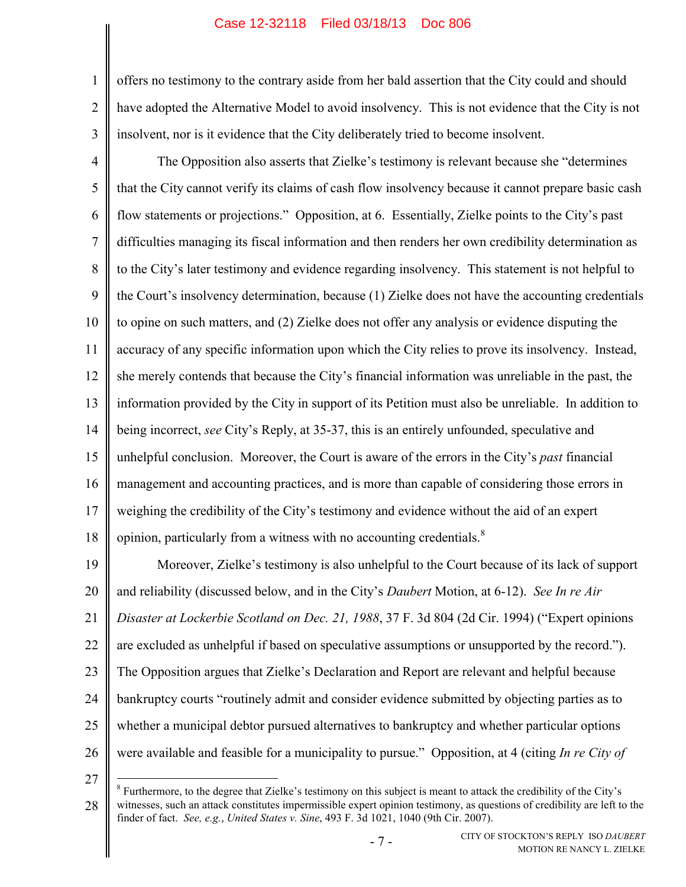offers no testimony to the contrary aside from her bald assertion that the City could and should have adopted the Alternative Model to avoid insolvency. This is not evidence that the City is not insolvent, nor is it evidence that the City deliberately tried to become insolvent.

The Opposition also asserts that Zielke's testimony is relevant because she "determines that the City cannot verify its claims of cash flow insolvency because it cannot prepare basic cash flow statements or projections." Opposition, at 6. Essentially, Zielke points to the City's past difficulties managing its fiscal information and then renders her own credibility determination as to the City's later testimony and evidence regarding insolvency. This statement is not helpful to the Court's insolvency determination, because (1) Zielke does not have the accounting credentials to opine on such matters, and (2) Zielke does not offer any analysis or evidence disputing the accuracy of any specific information upon which the City relies to prove its insolvency. Instead, she merely contends that because the City's financial information was unreliable in the past, the information provided by the City in support of its Petition must also be unreliable. In addition to being incorrect, *see* City's Reply, at 35-37, this is an entirely unfounded, speculative and unhelpful conclusion. Moreover, the Court is aware of the errors in the City's *past* financial management and accounting practices, and is more than capable of considering those errors in weighing the credibility of the City's testimony and evidence without the aid of an expert opinion, particularly from a witness with no accounting credentials.[8]

Moreover, Zielke's testimony is also unhelpful to the Court because of its lack of support and reliability (discussed below, and in the City's *Daubert* Motion, at 6-12). *See In re Air Disaster at Lockerbie Scotland on Dec. 21, 1988*, 37 F. 3d 804 (2d Cir. 1994) ("Expert opinions are excluded as unhelpful if based on speculative assumptions or unsupported by the record."). The Opposition argues that Zielke's Declaration and Report are relevant and helpful because bankruptcy courts "routinely admit and consider evidence submitted by objecting parties as to whether a municipal debtor pursued alternatives to bankruptcy and whether particular options were available and feasible for a municipality to pursue." Opposition, at 4 (citing *In re City of*

---

[8] Furthermore, to the degree that Zielke's testimony on this subject is meant to attack the credibility of the City's witnesses, such an attack constitutes impermissible expert opinion testimony, as questions of credibility are left to the finder of fact. *See, e.g.*, *United States v. Sine*, 493 F. 3d 1021, 1040 (9th Cir. 2007).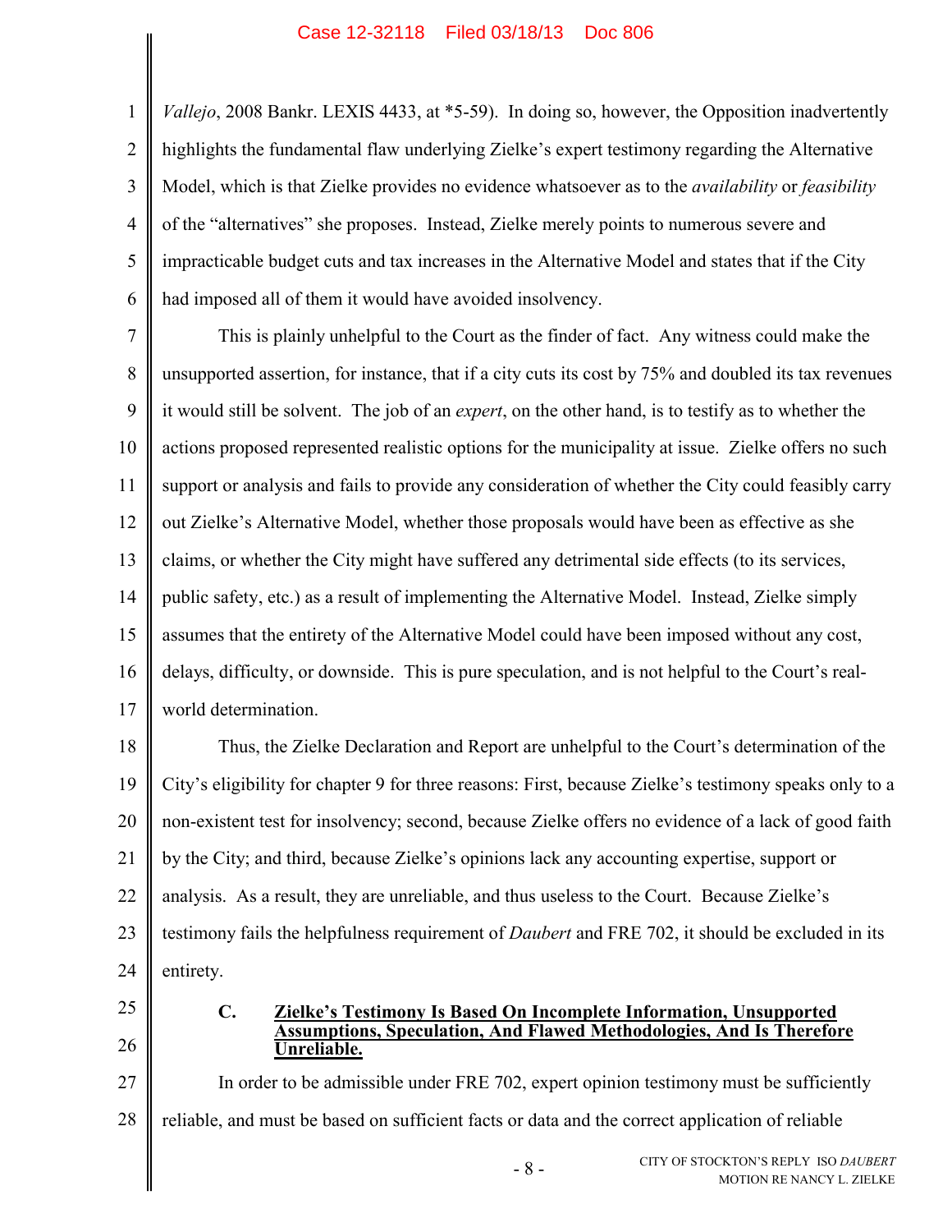*Vallejo*, 2008 Bankr. LEXIS 4433, at *5-59). In doing so, however, the Opposition inadvertently highlights the fundamental flaw underlying Zielke's expert testimony regarding the Alternative Model, which is that Zielke provides no evidence whatsoever as to the *availability* or *feasibility* of the "alternatives" she proposes. Instead, Zielke merely points to numerous severe and impracticable budget cuts and tax increases in the Alternative Model and states that if the City had imposed all of them it would have avoided insolvency.

This is plainly unhelpful to the Court as the finder of fact. Any witness could make the unsupported assertion, for instance, that if a city cuts its cost by 75% and doubled its tax revenues it would still be solvent. The job of an *expert*, on the other hand, is to testify as to whether the actions proposed represented realistic options for the municipality at issue. Zielke offers no such support or analysis and fails to provide any consideration of whether the City could feasibly carry out Zielke's Alternative Model, whether those proposals would have been as effective as she claims, or whether the City might have suffered any detrimental side effects (to its services, public safety, etc.) as a result of implementing the Alternative Model. Instead, Zielke simply assumes that the entirety of the Alternative Model could have been imposed without any cost, delays, difficulty, or downside. This is pure speculation, and is not helpful to the Court's real-world determination.

Thus, the Zielke Declaration and Report are unhelpful to the Court's determination of the City's eligibility for chapter 9 for three reasons: First, because Zielke's testimony speaks only to a non-existent test for insolvency; second, because Zielke offers no evidence of a lack of good faith by the City; and third, because Zielke's opinions lack any accounting expertise, support or analysis. As a result, they are unreliable, and thus useless to the Court. Because Zielke's testimony fails the helpfulness requirement of *Daubert* and FRE 702, it should be excluded in its entirety.

### C. Zielke's Testimony Is Based On Incomplete Information, Unsupported Assumptions, Speculation, And Flawed Methodologies, And Is Therefore Unreliable.

In order to be admissible under FRE 702, expert opinion testimony must be sufficiently reliable, and must be based on sufficient facts or data and the correct application of reliable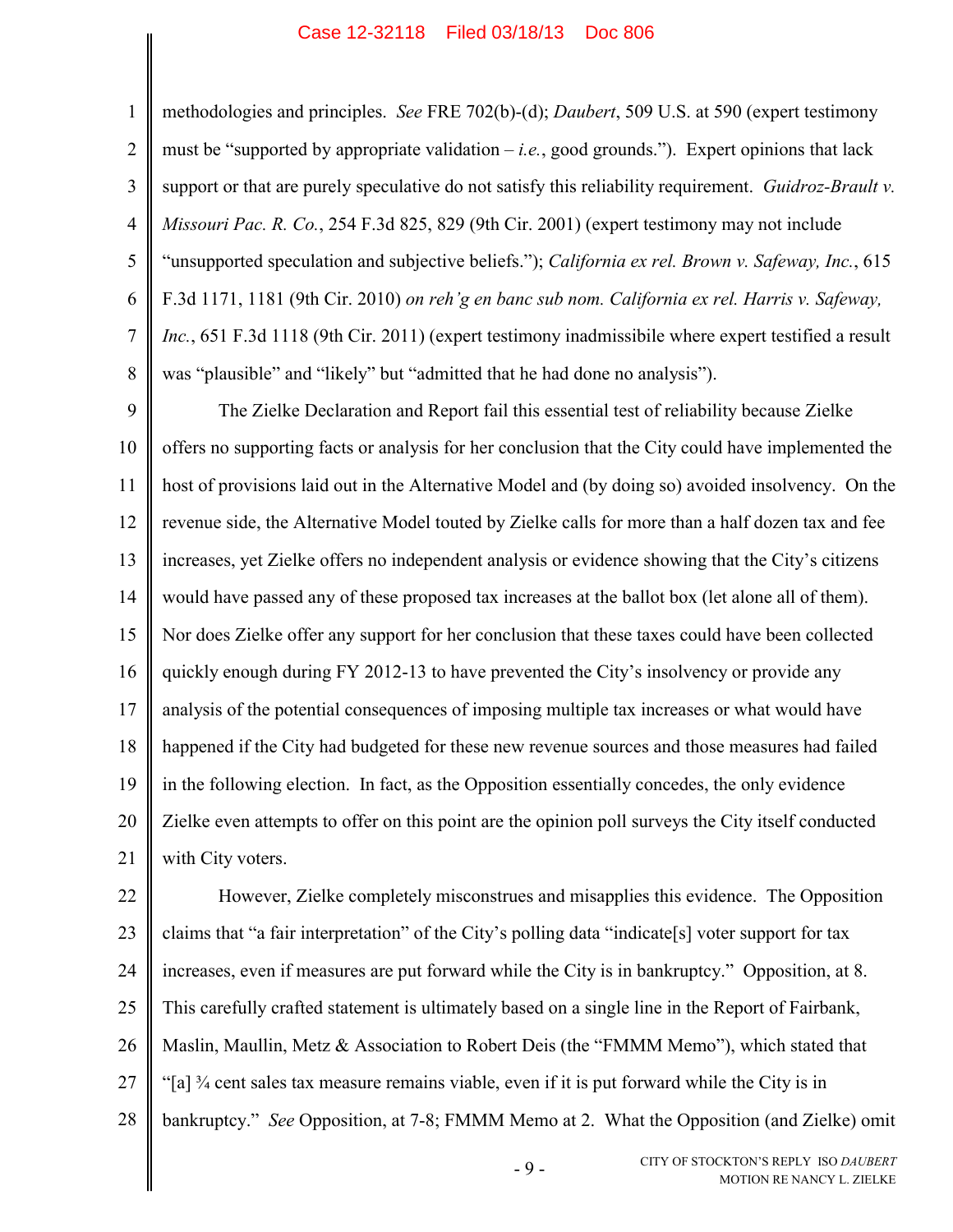methodologies and principles. *See* FRE 702(b)-(d); *Daubert*, 509 U.S. at 590 (expert testimony must be "supported by appropriate validation – *i.e.*, good grounds."). Expert opinions that lack support or that are purely speculative do not satisfy this reliability requirement. *Guidroz-Brault v. Missouri Pac. R. Co.*, 254 F.3d 825, 829 (9th Cir. 2001) (expert testimony may not include "unsupported speculation and subjective beliefs."); *California ex rel. Brown v. Safeway, Inc.*, 615 F.3d 1171, 1181 (9th Cir. 2010) *on reh'g en banc sub nom. California ex rel. Harris v. Safeway, Inc.*, 651 F.3d 1118 (9th Cir. 2011) (expert testimony inadmissibile where expert testified a result was "plausible" and "likely" but "admitted that he had done no analysis").

The Zielke Declaration and Report fail this essential test of reliability because Zielke offers no supporting facts or analysis for her conclusion that the City could have implemented the host of provisions laid out in the Alternative Model and (by doing so) avoided insolvency. On the revenue side, the Alternative Model touted by Zielke calls for more than a half dozen tax and fee increases, yet Zielke offers no independent analysis or evidence showing that the City's citizens would have passed any of these proposed tax increases at the ballot box (let alone all of them). Nor does Zielke offer any support for her conclusion that these taxes could have been collected quickly enough during FY 2012-13 to have prevented the City's insolvency or provide any analysis of the potential consequences of imposing multiple tax increases or what would have happened if the City had budgeted for these new revenue sources and those measures had failed in the following election. In fact, as the Opposition essentially concedes, the only evidence Zielke even attempts to offer on this point are the opinion poll surveys the City itself conducted with City voters.

However, Zielke completely misconstrues and misapplies this evidence. The Opposition claims that "a fair interpretation" of the City's polling data "indicate[s] voter support for tax increases, even if measures are put forward while the City is in bankruptcy." Opposition, at 8. This carefully crafted statement is ultimately based on a single line in the Report of Fairbank, Maslin, Maullin, Metz & Association to Robert Deis (the "FMMM Memo"), which stated that "[a] ¾ cent sales tax measure remains viable, even if it is put forward while the City is in bankruptcy." *See* Opposition, at 7-8; FMMM Memo at 2. What the Opposition (and Zielke) omit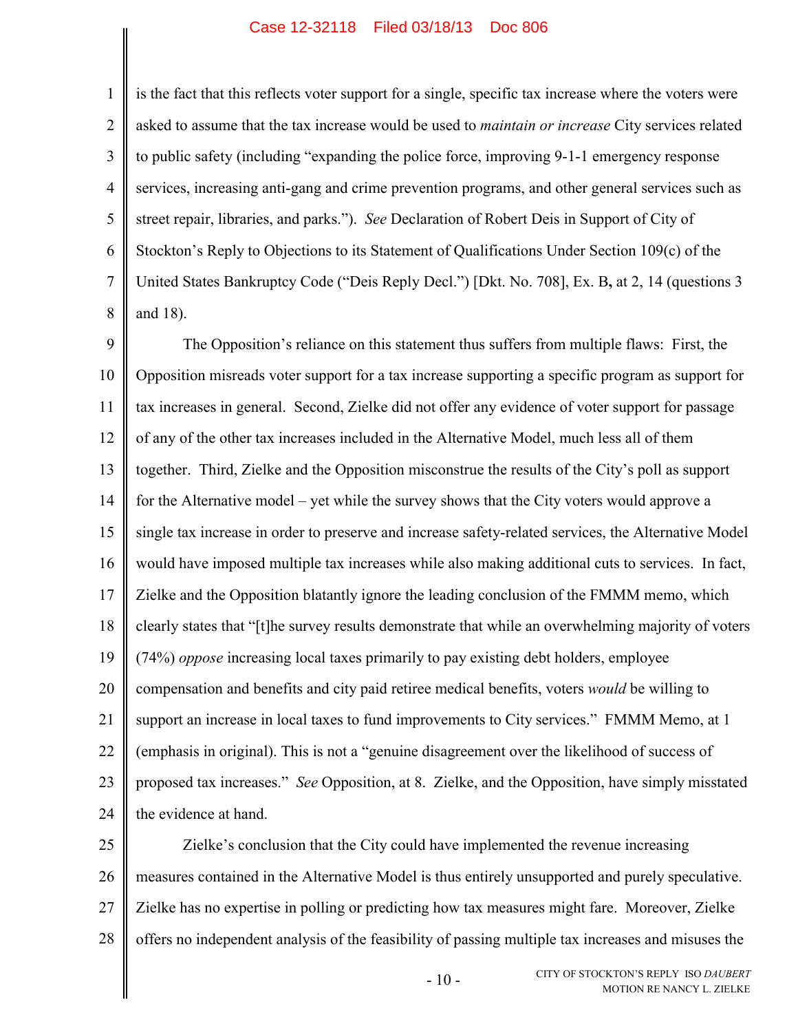is the fact that this reflects voter support for a single, specific tax increase where the voters were asked to assume that the tax increase would be used to *maintain or increase* City services related to public safety (including "expanding the police force, improving 9-1-1 emergency response services, increasing anti-gang and crime prevention programs, and other general services such as street repair, libraries, and parks."). *See* Declaration of Robert Deis in Support of City of Stockton's Reply to Objections to its Statement of Qualifications Under Section 109(c) of the United States Bankruptcy Code ("Deis Reply Decl.") [Dkt. No. 708], Ex. B**,** at 2, 14 (questions 3 and 18).

The Opposition's reliance on this statement thus suffers from multiple flaws: First, the Opposition misreads voter support for a tax increase supporting a specific program as support for tax increases in general. Second, Zielke did not offer any evidence of voter support for passage of any of the other tax increases included in the Alternative Model, much less all of them together. Third, Zielke and the Opposition misconstrue the results of the City's poll as support for the Alternative model – yet while the survey shows that the City voters would approve a single tax increase in order to preserve and increase safety-related services, the Alternative Model would have imposed multiple tax increases while also making additional cuts to services. In fact, Zielke and the Opposition blatantly ignore the leading conclusion of the FMMM memo, which clearly states that "[t]he survey results demonstrate that while an overwhelming majority of voters (74%) *oppose* increasing local taxes primarily to pay existing debt holders, employee compensation and benefits and city paid retiree medical benefits, voters *would* be willing to support an increase in local taxes to fund improvements to City services." FMMM Memo, at 1 (emphasis in original). This is not a "genuine disagreement over the likelihood of success of proposed tax increases." *See* Opposition, at 8. Zielke, and the Opposition, have simply misstated the evidence at hand.

Zielke's conclusion that the City could have implemented the revenue increasing measures contained in the Alternative Model is thus entirely unsupported and purely speculative. Zielke has no expertise in polling or predicting how tax measures might fare. Moreover, Zielke offers no independent analysis of the feasibility of passing multiple tax increases and misuses the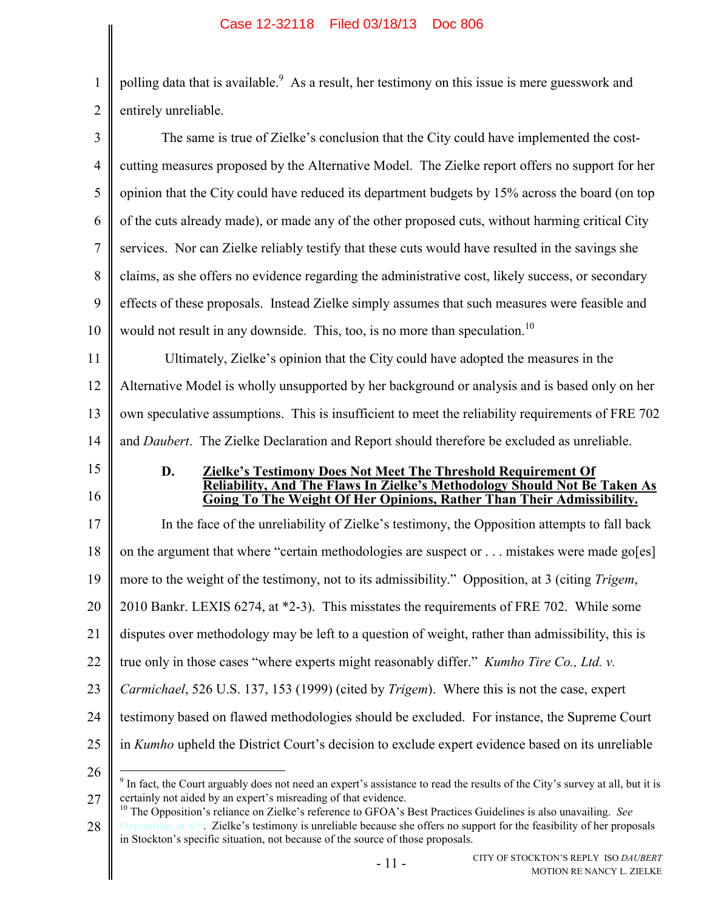polling data that is available.[9] As a result, her testimony on this issue is mere guesswork and entirely unreliable.

The same is true of Zielke's conclusion that the City could have implemented the cost-cutting measures proposed by the Alternative Model. The Zielke report offers no support for her opinion that the City could have reduced its department budgets by 15% across the board (on top of the cuts already made), or made any of the other proposed cuts, without harming critical City services. Nor can Zielke reliably testify that these cuts would have resulted in the savings she claims, as she offers no evidence regarding the administrative cost, likely success, or secondary effects of these proposals. Instead Zielke simply assumes that such measures were feasible and would not result in any downside. This, too, is no more than speculation.[10]

Ultimately, Zielke's opinion that the City could have adopted the measures in the Alternative Model is wholly unsupported by her background or analysis and is based only on her own speculative assumptions. This is insufficient to meet the reliability requirements of FRE 702 and *Daubert*. The Zielke Declaration and Report should therefore be excluded as unreliable.

### D. Zielke's Testimony Does Not Meet The Threshold Requirement Of Reliability, And The Flaws In Zielke's Methodology Should Not Be Taken As Going To The Weight Of Her Opinions, Rather Than Their Admissibility.

In the face of the unreliability of Zielke's testimony, the Opposition attempts to fall back on the argument that where "certain methodologies are suspect or . . . mistakes were made go[es] more to the weight of the testimony, not to its admissibility." Opposition, at 3 (citing *Trigem*, 2010 Bankr. LEXIS 6274, at *2-3). This misstates the requirements of FRE 702. While some disputes over methodology may be left to a question of weight, rather than admissibility, this is true only in those cases "where experts might reasonably differ." *Kumho Tire Co., Ltd. v. Carmichael*, 526 U.S. 137, 153 (1999) (cited by *Trigem*). Where this is not the case, expert testimony based on flawed methodologies should be excluded. For instance, the Supreme Court in *Kumho* upheld the District Court's decision to exclude expert evidence based on its unreliable

---

[9] In fact, the Court arguably does not need an expert's assistance to read the results of the City's survey at all, but it is certainly not aided by an expert's misreading of that evidence.

[10] The Opposition's reliance on Zielke's reference to GFOA's Best Practices Guidelines is also unavailing. *See* Opposition, at 8-9. Zielke's testimony is unreliable because she offers no support for the feasibility of her proposals in Stockton's specific situation, not because of the source of those proposals.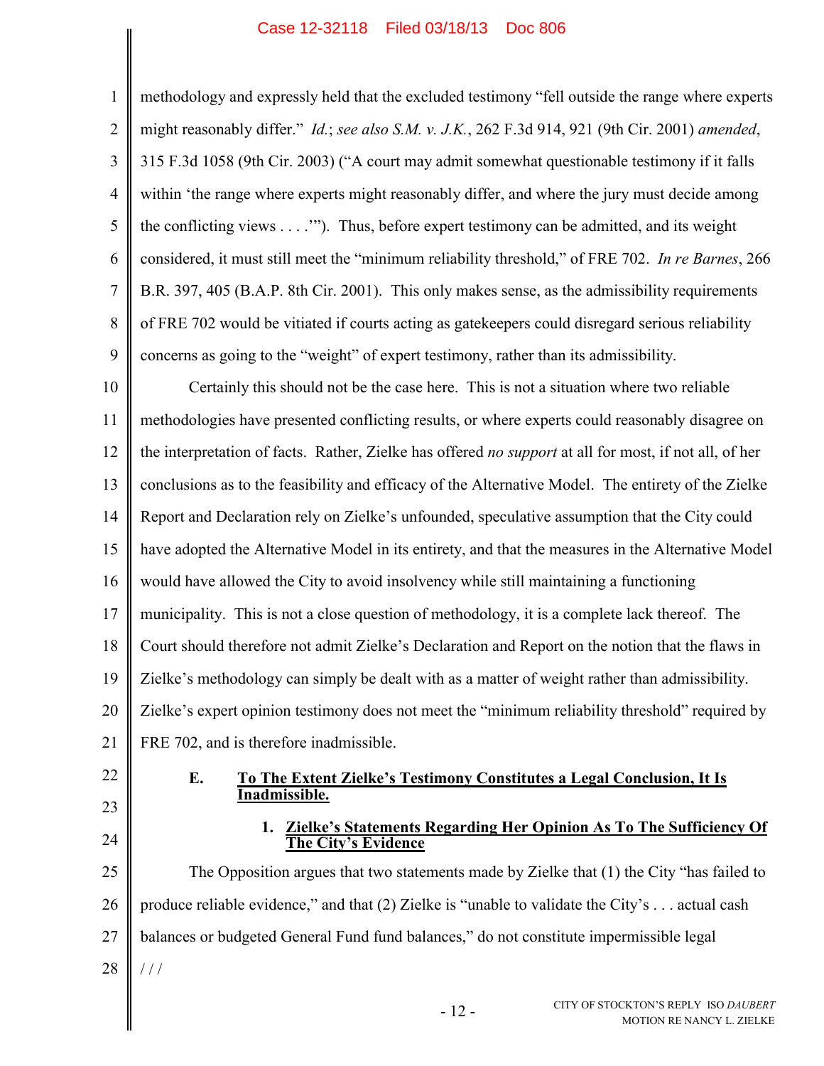methodology and expressly held that the excluded testimony "fell outside the range where experts might reasonably differ." *Id.*; *see also S.M. v. J.K.*, 262 F.3d 914, 921 (9th Cir. 2001) *amended*, 315 F.3d 1058 (9th Cir. 2003) ("A court may admit somewhat questionable testimony if it falls within 'the range where experts might reasonably differ, and where the jury must decide among the conflicting views . . . .'"). Thus, before expert testimony can be admitted, and its weight considered, it must still meet the "minimum reliability threshold," of FRE 702. *In re Barnes*, 266 B.R. 397, 405 (B.A.P. 8th Cir. 2001). This only makes sense, as the admissibility requirements of FRE 702 would be vitiated if courts acting as gatekeepers could disregard serious reliability concerns as going to the "weight" of expert testimony, rather than its admissibility.

Certainly this should not be the case here. This is not a situation where two reliable methodologies have presented conflicting results, or where experts could reasonably disagree on the interpretation of facts. Rather, Zielke has offered *no support* at all for most, if not all, of her conclusions as to the feasibility and efficacy of the Alternative Model. The entirety of the Zielke Report and Declaration rely on Zielke's unfounded, speculative assumption that the City could have adopted the Alternative Model in its entirety, and that the measures in the Alternative Model would have allowed the City to avoid insolvency while still maintaining a functioning municipality. This is not a close question of methodology, it is a complete lack thereof. The Court should therefore not admit Zielke's Declaration and Report on the notion that the flaws in Zielke's methodology can simply be dealt with as a matter of weight rather than admissibility. Zielke's expert opinion testimony does not meet the "minimum reliability threshold" required by FRE 702, and is therefore inadmissible.

### E. To The Extent Zielke's Testimony Constitutes a Legal Conclusion, It Is Inadmissible.

#### 1. Zielke's Statements Regarding Her Opinion As To The Sufficiency Of The City's Evidence

The Opposition argues that two statements made by Zielke that (1) the City "has failed to produce reliable evidence," and that (2) Zielke is "unable to validate the City's . . . actual cash balances or budgeted General Fund fund balances," do not constitute impermissible legal

/ / /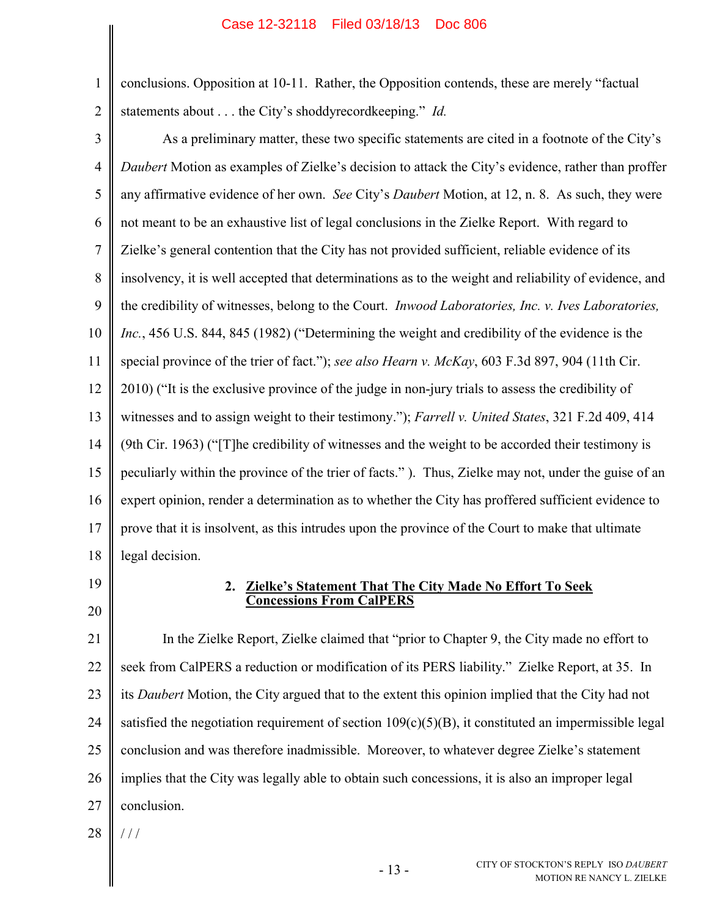conclusions. Opposition at 10-11. Rather, the Opposition contends, these are merely "factual statements about . . . the City's shoddyrecordkeeping." *Id.*

As a preliminary matter, these two specific statements are cited in a footnote of the City's *Daubert* Motion as examples of Zielke's decision to attack the City's evidence, rather than proffer any affirmative evidence of her own. *See* City's *Daubert* Motion, at 12, n. 8. As such, they were not meant to be an exhaustive list of legal conclusions in the Zielke Report. With regard to Zielke's general contention that the City has not provided sufficient, reliable evidence of its insolvency, it is well accepted that determinations as to the weight and reliability of evidence, and the credibility of witnesses, belong to the Court. *Inwood Laboratories, Inc. v. Ives Laboratories, Inc.*, 456 U.S. 844, 845 (1982) ("Determining the weight and credibility of the evidence is the special province of the trier of fact."); *see also Hearn v. McKay*, 603 F.3d 897, 904 (11th Cir. 2010) ("It is the exclusive province of the judge in non-jury trials to assess the credibility of witnesses and to assign weight to their testimony."); *Farrell v. United States*, 321 F.2d 409, 414 (9th Cir. 1963) ("[T]he credibility of witnesses and the weight to be accorded their testimony is peculiarly within the province of the trier of facts." ). Thus, Zielke may not, under the guise of an expert opinion, render a determination as to whether the City has proffered sufficient evidence to prove that it is insolvent, as this intrudes upon the province of the Court to make that ultimate legal decision.

### 2. Zielke's Statement That The City Made No Effort To Seek Concessions From CalPERS

In the Zielke Report, Zielke claimed that "prior to Chapter 9, the City made no effort to seek from CalPERS a reduction or modification of its PERS liability." Zielke Report, at 35. In its *Daubert* Motion, the City argued that to the extent this opinion implied that the City had not satisfied the negotiation requirement of section 109(c)(5)(B), it constituted an impermissible legal conclusion and was therefore inadmissible. Moreover, to whatever degree Zielke's statement implies that the City was legally able to obtain such concessions, it is also an improper legal conclusion.

/ / /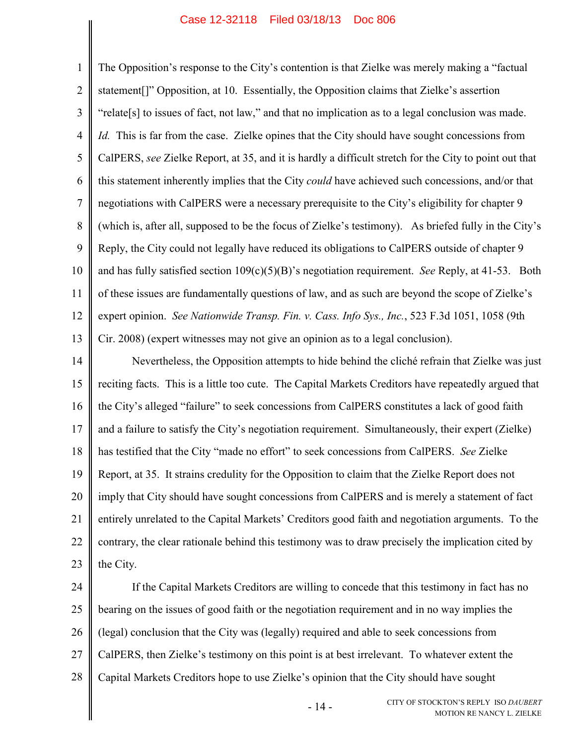The Opposition's response to the City's contention is that Zielke was merely making a "factual statement[]" Opposition, at 10. Essentially, the Opposition claims that Zielke's assertion "relate[s] to issues of fact, not law," and that no implication as to a legal conclusion was made. *Id.* This is far from the case. Zielke opines that the City should have sought concessions from CalPERS, *see* Zielke Report, at 35, and it is hardly a difficult stretch for the City to point out that this statement inherently implies that the City *could* have achieved such concessions, and/or that negotiations with CalPERS were a necessary prerequisite to the City's eligibility for chapter 9 (which is, after all, supposed to be the focus of Zielke's testimony). As briefed fully in the City's Reply, the City could not legally have reduced its obligations to CalPERS outside of chapter 9 and has fully satisfied section 109(c)(5)(B)'s negotiation requirement. *See* Reply, at 41-53. Both of these issues are fundamentally questions of law, and as such are beyond the scope of Zielke's expert opinion. *See Nationwide Transp. Fin. v. Cass. Info Sys., Inc.*, 523 F.3d 1051, 1058 (9th Cir. 2008) (expert witnesses may not give an opinion as to a legal conclusion).

Nevertheless, the Opposition attempts to hide behind the cliché refrain that Zielke was just reciting facts. This is a little too cute. The Capital Markets Creditors have repeatedly argued that the City's alleged "failure" to seek concessions from CalPERS constitutes a lack of good faith and a failure to satisfy the City's negotiation requirement. Simultaneously, their expert (Zielke) has testified that the City "made no effort" to seek concessions from CalPERS. *See* Zielke Report, at 35. It strains credulity for the Opposition to claim that the Zielke Report does not imply that City should have sought concessions from CalPERS and is merely a statement of fact entirely unrelated to the Capital Markets' Creditors good faith and negotiation arguments. To the contrary, the clear rationale behind this testimony was to draw precisely the implication cited by the City.

If the Capital Markets Creditors are willing to concede that this testimony in fact has no bearing on the issues of good faith or the negotiation requirement and in no way implies the (legal) conclusion that the City was (legally) required and able to seek concessions from CalPERS, then Zielke's testimony on this point is at best irrelevant. To whatever extent the Capital Markets Creditors hope to use Zielke's opinion that the City should have sought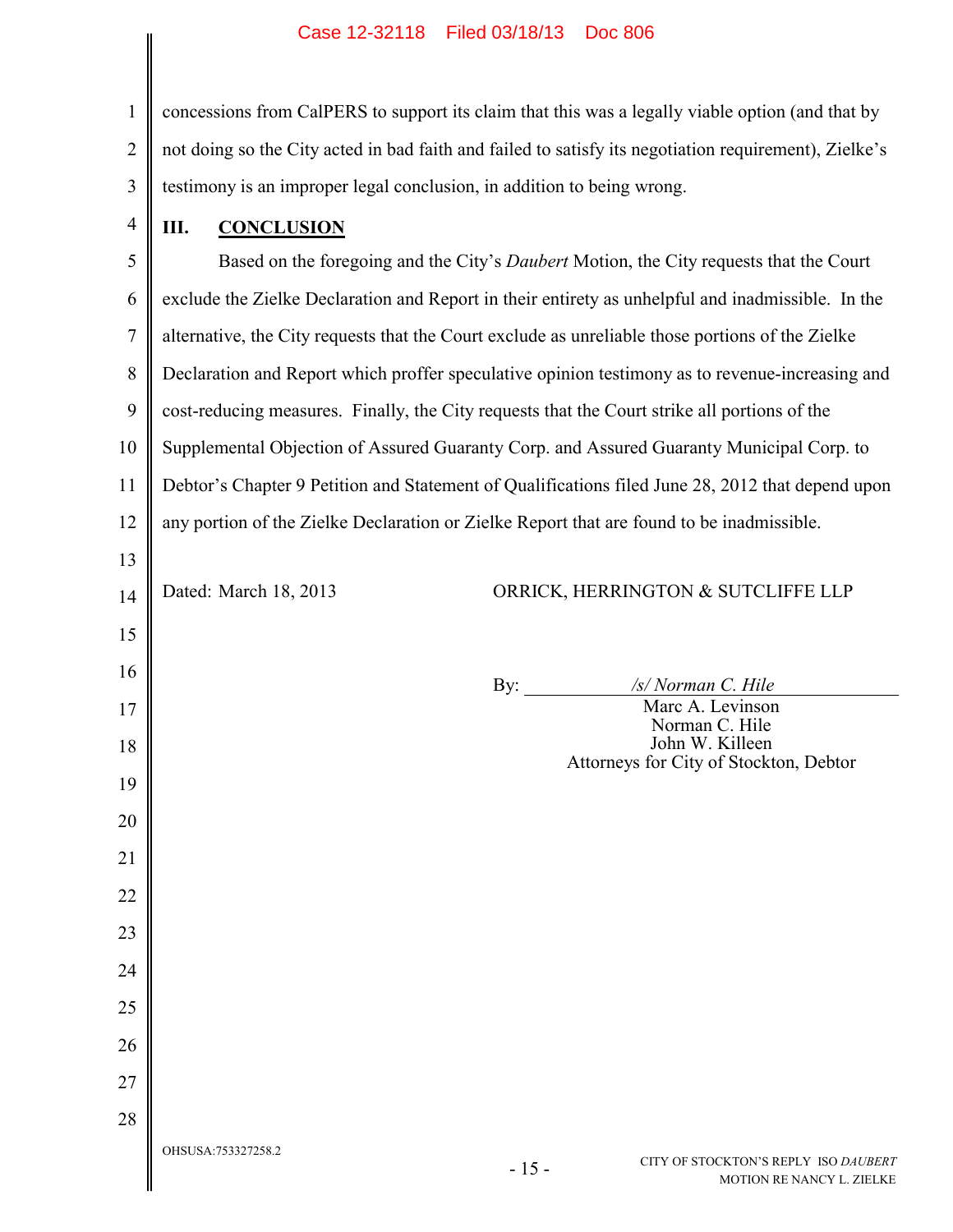concessions from CalPERS to support its claim that this was a legally viable option (and that by not doing so the City acted in bad faith and failed to satisfy its negotiation requirement), Zielke's testimony is an improper legal conclusion, in addition to being wrong.

## III. CONCLUSION

Based on the foregoing and the City's *Daubert* Motion, the City requests that the Court exclude the Zielke Declaration and Report in their entirety as unhelpful and inadmissible. In the alternative, the City requests that the Court exclude as unreliable those portions of the Zielke Declaration and Report which proffer speculative opinion testimony as to revenue-increasing and cost-reducing measures. Finally, the City requests that the Court strike all portions of the Supplemental Objection of Assured Guaranty Corp. and Assured Guaranty Municipal Corp. to Debtor's Chapter 9 Petition and Statement of Qualifications filed June 28, 2012 that depend upon any portion of the Zielke Declaration or Zielke Report that are found to be inadmissible.

Dated: March 18, 2013

ORRICK, HERRINGTON & SUTCLIFFE LLP

By: */s/ Norman C. Hile*
Marc A. Levinson
Norman C. Hile
John W. Killeen
Attorneys for City of Stockton, Debtor